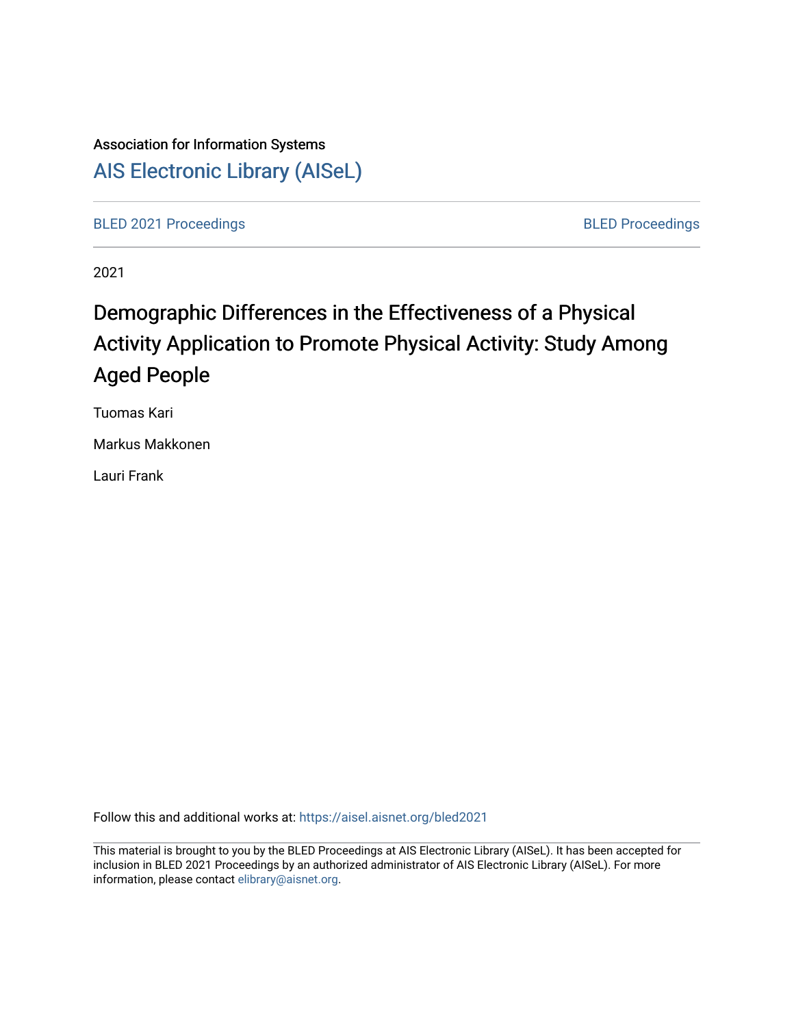Association for Information Systems

AIS Electronic Library (AISeL)

BLED 2021 Proceedings

BLED Proceedings

2021

# Demographic Differences in the Effectiveness of a Physical Activity Application to Promote Physical Activity: Study Among Aged People

Tuomas Kari

Markus Makkonen

Lauri Frank

Follow this and additional works at: https://aisel.aisnet.org/bled2021

This material is brought to you by the BLED Proceedings at AIS Electronic Library (AISeL). It has been accepted for inclusion in BLED 2021 Proceedings by an authorized administrator of AIS Electronic Library (AISeL). For more information, please contact elibrary@aisnet.org.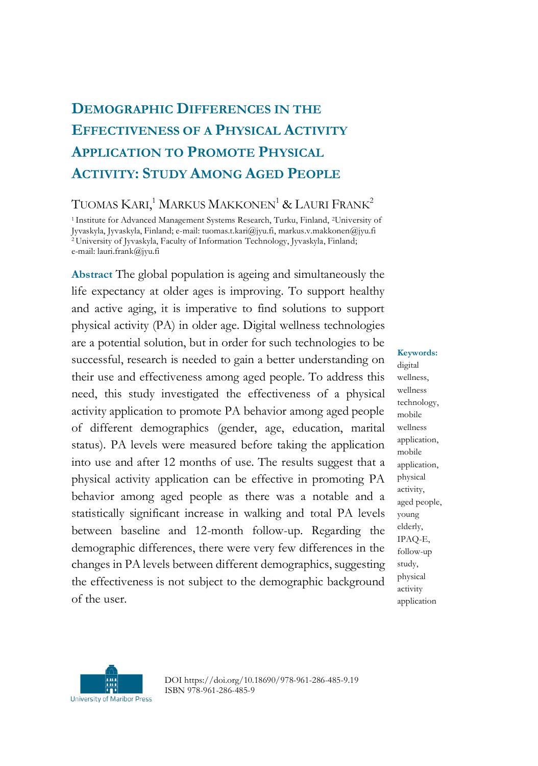# Demographic Differences in the Effectiveness of a Physical Activity Application to Promote Physical Activity: Study Among Aged People

Tuomas Kari,[1] Markus Makkonen[1] & Lauri Frank[2]

[1] Institute for Advanced Management Systems Research, Turku, Finland, [2]University of Jyvaskyla, Jyvaskyla, Finland; e-mail: tuomas.t.kari@jyu.fi, markus.v.makkonen@jyu.fi
[2] University of Jyvaskyla, Faculty of Information Technology, Jyvaskyla, Finland; e-mail: lauri.frank@jyu.fi

**Abstract** The global population is ageing and simultaneously the life expectancy at older ages is improving. To support healthy and active aging, it is imperative to find solutions to support physical activity (PA) in older age. Digital wellness technologies are a potential solution, but in order for such technologies to be successful, research is needed to gain a better understanding on their use and effectiveness among aged people. To address this need, this study investigated the effectiveness of a physical activity application to promote PA behavior among aged people of different demographics (gender, age, education, marital status). PA levels were measured before taking the application into use and after 12 months of use. The results suggest that a physical activity application can be effective in promoting PA behavior among aged people as there was a notable and a statistically significant increase in walking and total PA levels between baseline and 12-month follow-up. Regarding the demographic differences, there were very few differences in the changes in PA levels between different demographics, suggesting the effectiveness is not subject to the demographic background of the user.

**Keywords:** digital wellness, wellness technology, mobile wellness application, mobile application, physical activity, aged people, young elderly, IPAQ-E, follow-up study, physical activity application

DOI https://doi.org/10.18690/978-961-286-485-9.19
ISBN 978-961-286-485-9

University of Maribor Press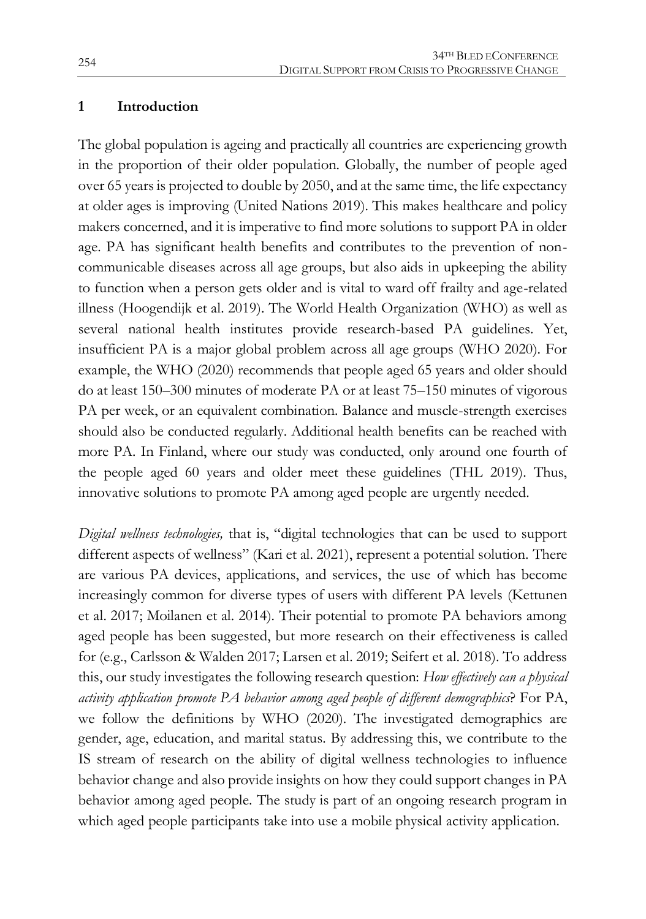## 1 Introduction

The global population is ageing and practically all countries are experiencing growth in the proportion of their older population. Globally, the number of people aged over 65 years is projected to double by 2050, and at the same time, the life expectancy at older ages is improving (United Nations 2019). This makes healthcare and policy makers concerned, and it is imperative to find more solutions to support PA in older age. PA has significant health benefits and contributes to the prevention of non-communicable diseases across all age groups, but also aids in upkeeping the ability to function when a person gets older and is vital to ward off frailty and age-related illness (Hoogendijk et al. 2019). The World Health Organization (WHO) as well as several national health institutes provide research-based PA guidelines. Yet, insufficient PA is a major global problem across all age groups (WHO 2020). For example, the WHO (2020) recommends that people aged 65 years and older should do at least 150–300 minutes of moderate PA or at least 75–150 minutes of vigorous PA per week, or an equivalent combination. Balance and muscle-strength exercises should also be conducted regularly. Additional health benefits can be reached with more PA. In Finland, where our study was conducted, only around one fourth of the people aged 60 years and older meet these guidelines (THL 2019). Thus, innovative solutions to promote PA among aged people are urgently needed.

*Digital wellness technologies,* that is, "digital technologies that can be used to support different aspects of wellness" (Kari et al. 2021), represent a potential solution. There are various PA devices, applications, and services, the use of which has become increasingly common for diverse types of users with different PA levels (Kettunen et al. 2017; Moilanen et al. 2014). Their potential to promote PA behaviors among aged people has been suggested, but more research on their effectiveness is called for (e.g., Carlsson & Walden 2017; Larsen et al. 2019; Seifert et al. 2018). To address this, our study investigates the following research question: *How effectively can a physical activity application promote PA behavior among aged people of different demographics*? For PA, we follow the definitions by WHO (2020). The investigated demographics are gender, age, education, and marital status. By addressing this, we contribute to the IS stream of research on the ability of digital wellness technologies to influence behavior change and also provide insights on how they could support changes in PA behavior among aged people. The study is part of an ongoing research program in which aged people participants take into use a mobile physical activity application.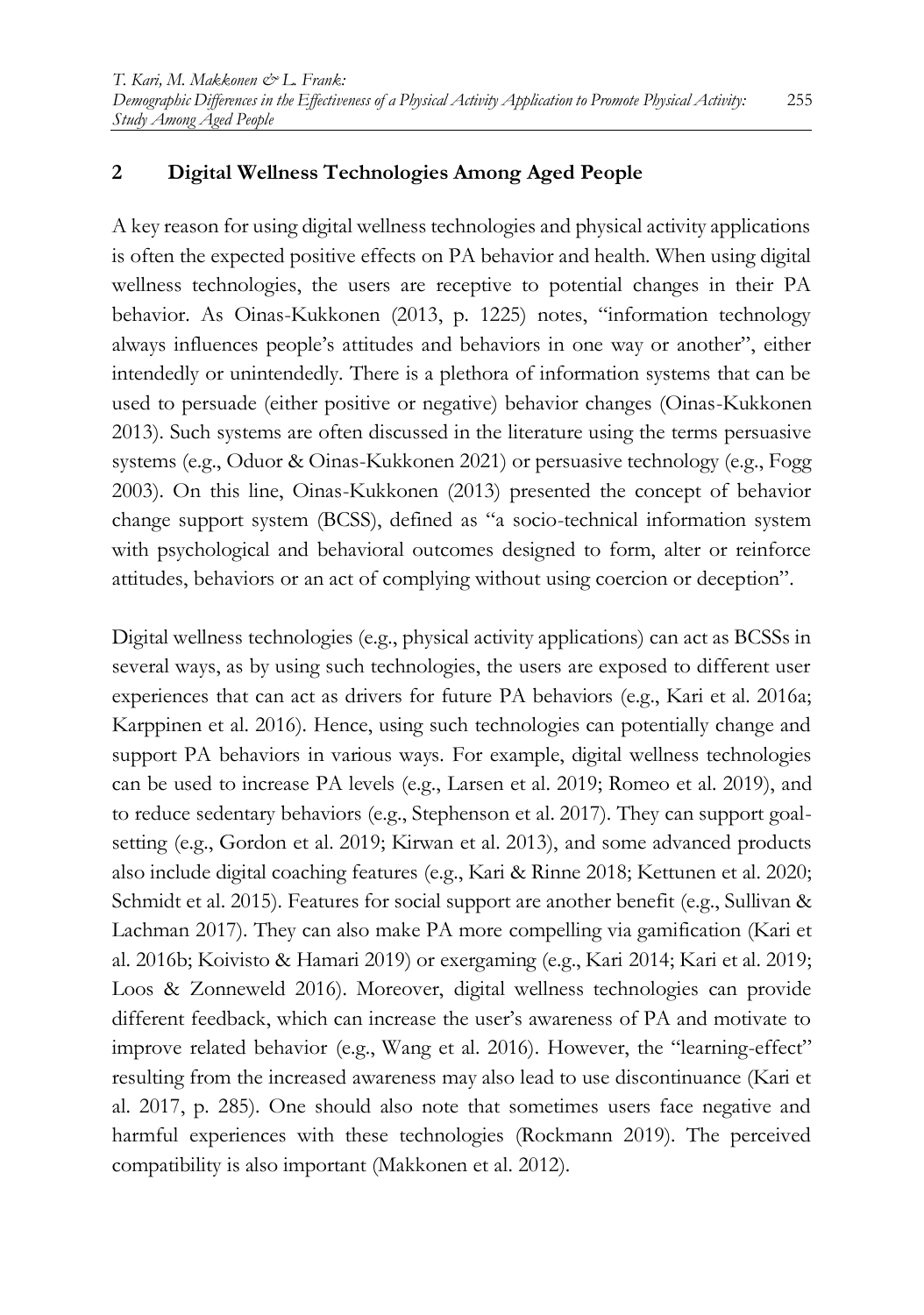## 2 Digital Wellness Technologies Among Aged People

A key reason for using digital wellness technologies and physical activity applications is often the expected positive effects on PA behavior and health. When using digital wellness technologies, the users are receptive to potential changes in their PA behavior. As Oinas-Kukkonen (2013, p. 1225) notes, "information technology always influences people's attitudes and behaviors in one way or another", either intendedly or unintendedly. There is a plethora of information systems that can be used to persuade (either positive or negative) behavior changes (Oinas-Kukkonen 2013). Such systems are often discussed in the literature using the terms persuasive systems (e.g., Oduor & Oinas-Kukkonen 2021) or persuasive technology (e.g., Fogg 2003). On this line, Oinas-Kukkonen (2013) presented the concept of behavior change support system (BCSS), defined as "a socio-technical information system with psychological and behavioral outcomes designed to form, alter or reinforce attitudes, behaviors or an act of complying without using coercion or deception".

Digital wellness technologies (e.g., physical activity applications) can act as BCSSs in several ways, as by using such technologies, the users are exposed to different user experiences that can act as drivers for future PA behaviors (e.g., Kari et al. 2016a; Karppinen et al. 2016). Hence, using such technologies can potentially change and support PA behaviors in various ways. For example, digital wellness technologies can be used to increase PA levels (e.g., Larsen et al. 2019; Romeo et al. 2019), and to reduce sedentary behaviors (e.g., Stephenson et al. 2017). They can support goal-setting (e.g., Gordon et al. 2019; Kirwan et al. 2013), and some advanced products also include digital coaching features (e.g., Kari & Rinne 2018; Kettunen et al. 2020; Schmidt et al. 2015). Features for social support are another benefit (e.g., Sullivan & Lachman 2017). They can also make PA more compelling via gamification (Kari et al. 2016b; Koivisto & Hamari 2019) or exergaming (e.g., Kari 2014; Kari et al. 2019; Loos & Zonneweld 2016). Moreover, digital wellness technologies can provide different feedback, which can increase the user's awareness of PA and motivate to improve related behavior (e.g., Wang et al. 2016). However, the "learning-effect" resulting from the increased awareness may also lead to use discontinuance (Kari et al. 2017, p. 285). One should also note that sometimes users face negative and harmful experiences with these technologies (Rockmann 2019). The perceived compatibility is also important (Makkonen et al. 2012).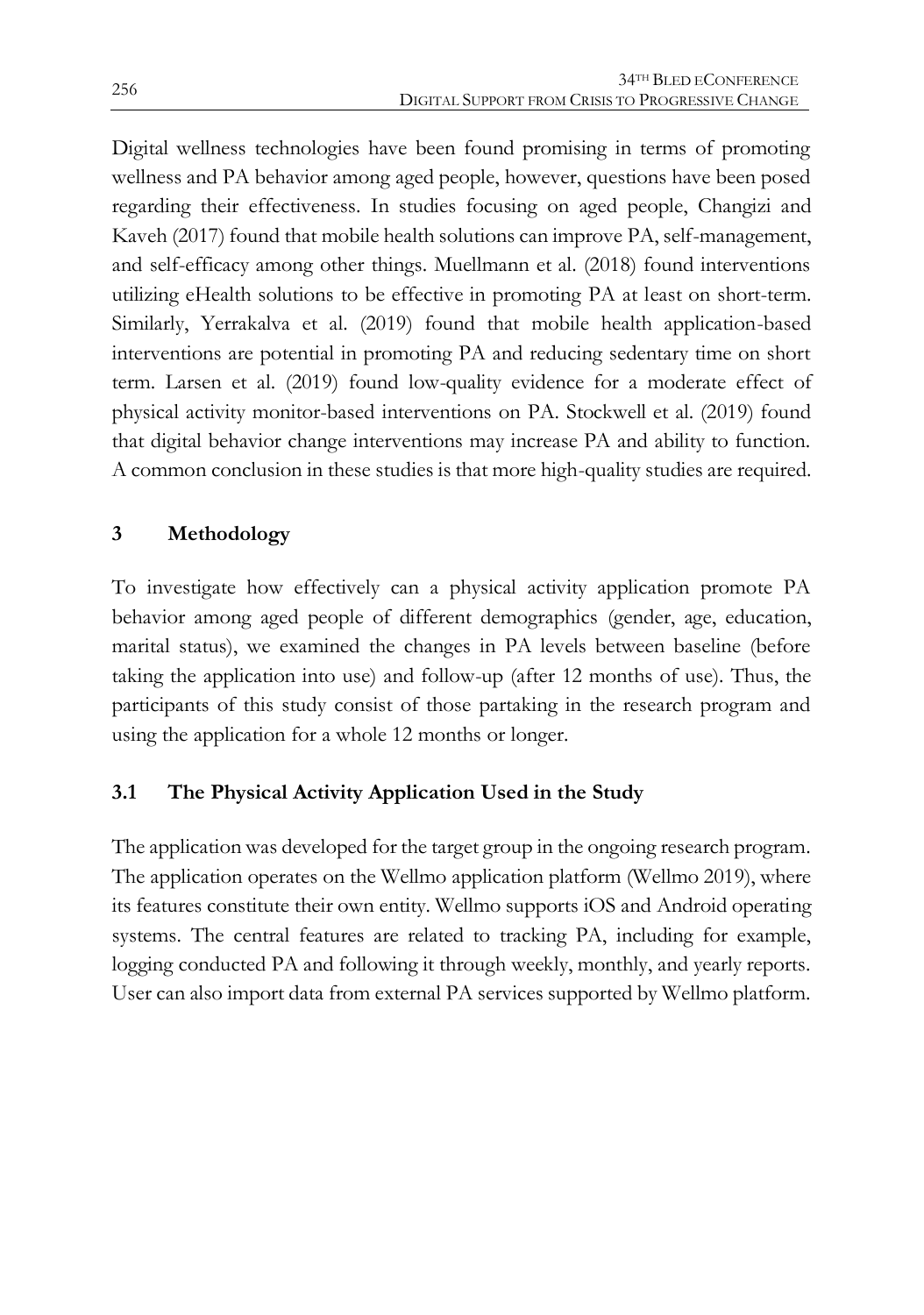Digital wellness technologies have been found promising in terms of promoting wellness and PA behavior among aged people, however, questions have been posed regarding their effectiveness. In studies focusing on aged people, Changizi and Kaveh (2017) found that mobile health solutions can improve PA, self-management, and self-efficacy among other things. Muellmann et al. (2018) found interventions utilizing eHealth solutions to be effective in promoting PA at least on short-term. Similarly, Yerrakalva et al. (2019) found that mobile health application-based interventions are potential in promoting PA and reducing sedentary time on short term. Larsen et al. (2019) found low-quality evidence for a moderate effect of physical activity monitor-based interventions on PA. Stockwell et al. (2019) found that digital behavior change interventions may increase PA and ability to function. A common conclusion in these studies is that more high-quality studies are required.

## 3 Methodology

To investigate how effectively can a physical activity application promote PA behavior among aged people of different demographics (gender, age, education, marital status), we examined the changes in PA levels between baseline (before taking the application into use) and follow-up (after 12 months of use). Thus, the participants of this study consist of those partaking in the research program and using the application for a whole 12 months or longer.

### 3.1 The Physical Activity Application Used in the Study

The application was developed for the target group in the ongoing research program. The application operates on the Wellmo application platform (Wellmo 2019), where its features constitute their own entity. Wellmo supports iOS and Android operating systems. The central features are related to tracking PA, including for example, logging conducted PA and following it through weekly, monthly, and yearly reports. User can also import data from external PA services supported by Wellmo platform.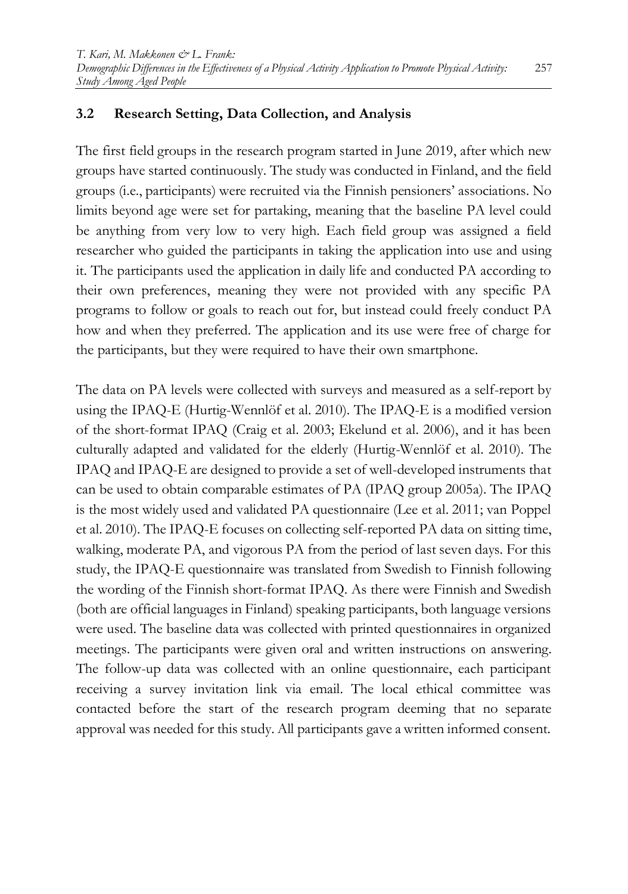### 3.2 Research Setting, Data Collection, and Analysis

The first field groups in the research program started in June 2019, after which new groups have started continuously. The study was conducted in Finland, and the field groups (i.e., participants) were recruited via the Finnish pensioners' associations. No limits beyond age were set for partaking, meaning that the baseline PA level could be anything from very low to very high. Each field group was assigned a field researcher who guided the participants in taking the application into use and using it. The participants used the application in daily life and conducted PA according to their own preferences, meaning they were not provided with any specific PA programs to follow or goals to reach out for, but instead could freely conduct PA how and when they preferred. The application and its use were free of charge for the participants, but they were required to have their own smartphone.

The data on PA levels were collected with surveys and measured as a self-report by using the IPAQ-E (Hurtig-Wennlöf et al. 2010). The IPAQ-E is a modified version of the short-format IPAQ (Craig et al. 2003; Ekelund et al. 2006), and it has been culturally adapted and validated for the elderly (Hurtig-Wennlöf et al. 2010). The IPAQ and IPAQ-E are designed to provide a set of well-developed instruments that can be used to obtain comparable estimates of PA (IPAQ group 2005a). The IPAQ is the most widely used and validated PA questionnaire (Lee et al. 2011; van Poppel et al. 2010). The IPAQ-E focuses on collecting self-reported PA data on sitting time, walking, moderate PA, and vigorous PA from the period of last seven days. For this study, the IPAQ-E questionnaire was translated from Swedish to Finnish following the wording of the Finnish short-format IPAQ. As there were Finnish and Swedish (both are official languages in Finland) speaking participants, both language versions were used. The baseline data was collected with printed questionnaires in organized meetings. The participants were given oral and written instructions on answering. The follow-up data was collected with an online questionnaire, each participant receiving a survey invitation link via email. The local ethical committee was contacted before the start of the research program deeming that no separate approval was needed for this study. All participants gave a written informed consent.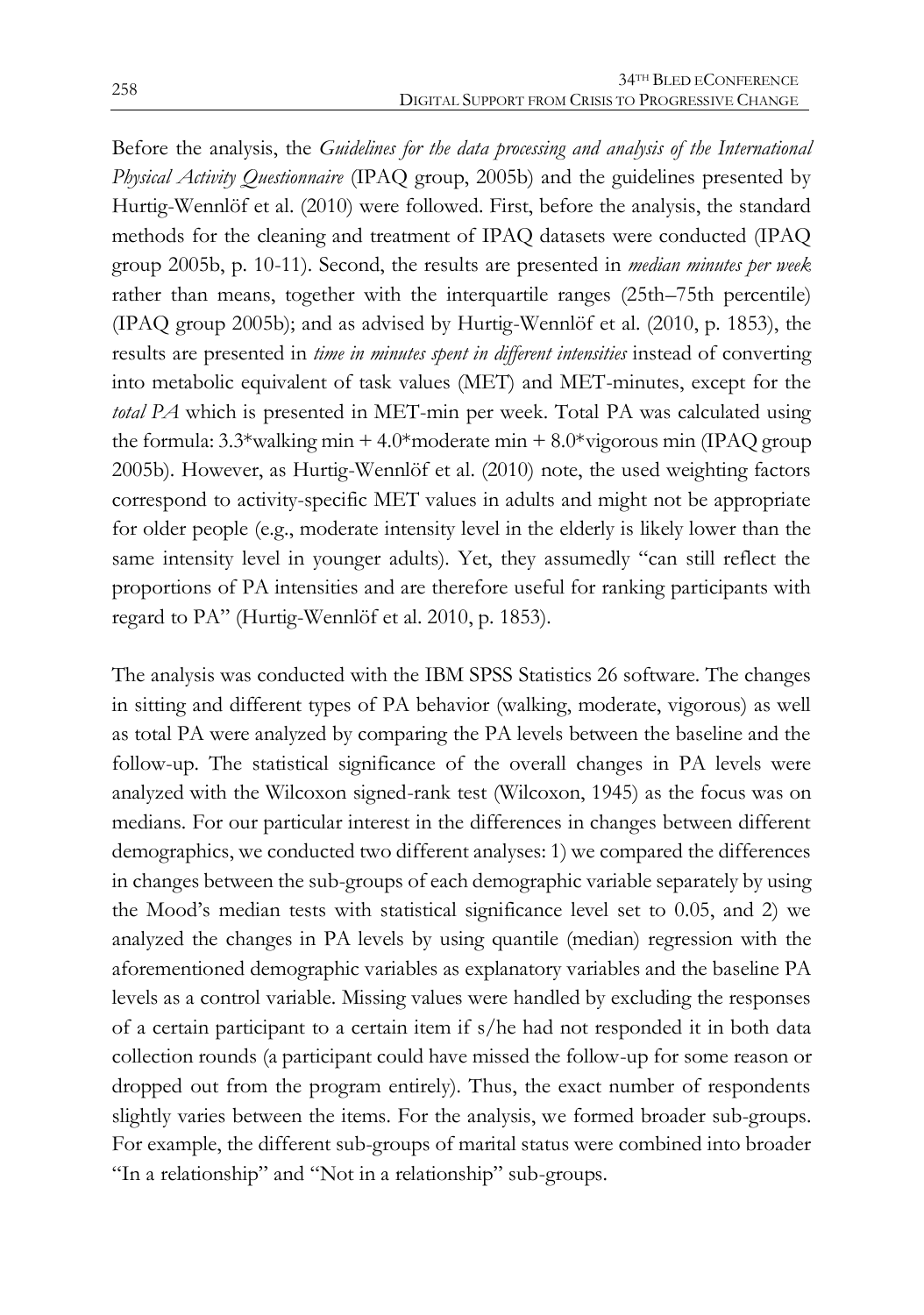Before the analysis, the *Guidelines for the data processing and analysis of the International Physical Activity Questionnaire* (IPAQ group, 2005b) and the guidelines presented by Hurtig-Wennlöf et al. (2010) were followed. First, before the analysis, the standard methods for the cleaning and treatment of IPAQ datasets were conducted (IPAQ group 2005b, p. 10-11). Second, the results are presented in *median minutes per week* rather than means, together with the interquartile ranges (25th–75th percentile) (IPAQ group 2005b); and as advised by Hurtig-Wennlöf et al. (2010, p. 1853), the results are presented in *time in minutes spent in different intensities* instead of converting into metabolic equivalent of task values (MET) and MET-minutes, except for the *total PA* which is presented in MET-min per week. Total PA was calculated using the formula: 3.3*walking min + 4.0*moderate min + 8.0*vigorous min (IPAQ group 2005b). However, as Hurtig-Wennlöf et al. (2010) note, the used weighting factors correspond to activity-specific MET values in adults and might not be appropriate for older people (e.g., moderate intensity level in the elderly is likely lower than the same intensity level in younger adults). Yet, they assumedly "can still reflect the proportions of PA intensities and are therefore useful for ranking participants with regard to PA" (Hurtig-Wennlöf et al. 2010, p. 1853).

The analysis was conducted with the IBM SPSS Statistics 26 software. The changes in sitting and different types of PA behavior (walking, moderate, vigorous) as well as total PA were analyzed by comparing the PA levels between the baseline and the follow-up. The statistical significance of the overall changes in PA levels were analyzed with the Wilcoxon signed-rank test (Wilcoxon, 1945) as the focus was on medians. For our particular interest in the differences in changes between different demographics, we conducted two different analyses: 1) we compared the differences in changes between the sub-groups of each demographic variable separately by using the Mood's median tests with statistical significance level set to 0.05, and 2) we analyzed the changes in PA levels by using quantile (median) regression with the aforementioned demographic variables as explanatory variables and the baseline PA levels as a control variable. Missing values were handled by excluding the responses of a certain participant to a certain item if s/he had not responded it in both data collection rounds (a participant could have missed the follow-up for some reason or dropped out from the program entirely). Thus, the exact number of respondents slightly varies between the items. For the analysis, we formed broader sub-groups. For example, the different sub-groups of marital status were combined into broader "In a relationship" and "Not in a relationship" sub-groups.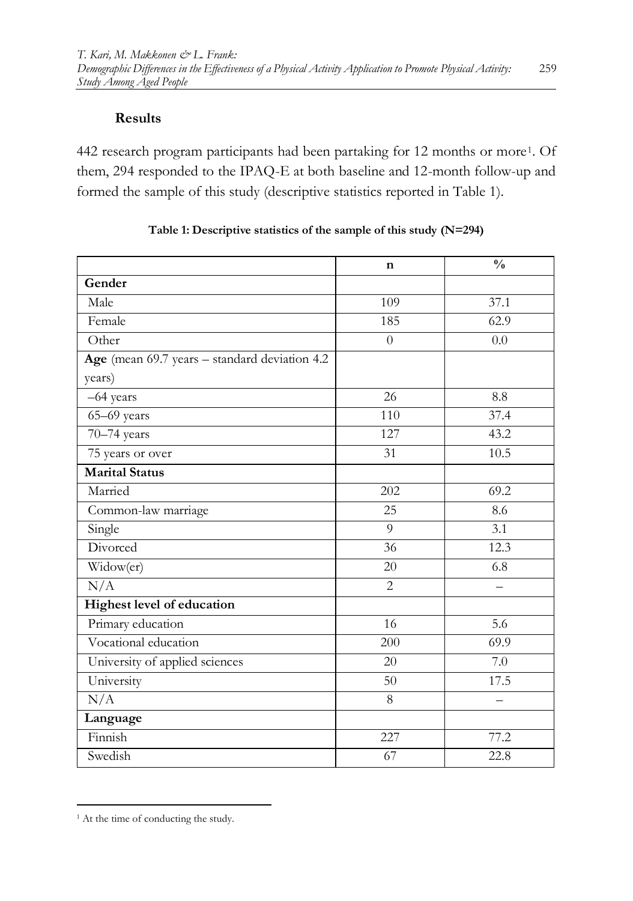## Results

442 research program participants had been partaking for 12 months or more[1]. Of them, 294 responded to the IPAQ-E at both baseline and 12-month follow-up and formed the sample of this study (descriptive statistics reported in Table 1).

**Table 1: Descriptive statistics of the sample of this study (N=294)**

| | n | % |
|---|---|---|
| **Gender** | | |
| Male | 109 | 37.1 |
| Female | 185 | 62.9 |
| Other | 0 | 0.0 |
| **Age** (mean 69.7 years – standard deviation 4.2 years) | | |
| –64 years | 26 | 8.8 |
| 65–69 years | 110 | 37.4 |
| 70–74 years | 127 | 43.2 |
| 75 years or over | 31 | 10.5 |
| **Marital Status** | | |
| Married | 202 | 69.2 |
| Common-law marriage | 25 | 8.6 |
| Single | 9 | 3.1 |
| Divorced | 36 | 12.3 |
| Widow(er) | 20 | 6.8 |
| N/A | 2 | – |
| **Highest level of education** | | |
| Primary education | 16 | 5.6 |
| Vocational education | 200 | 69.9 |
| University of applied sciences | 20 | 7.0 |
| University | 50 | 17.5 |
| N/A | 8 | – |
| **Language** | | |
| Finnish | 227 | 77.2 |
| Swedish | 67 | 22.8 |

[1] At the time of conducting the study.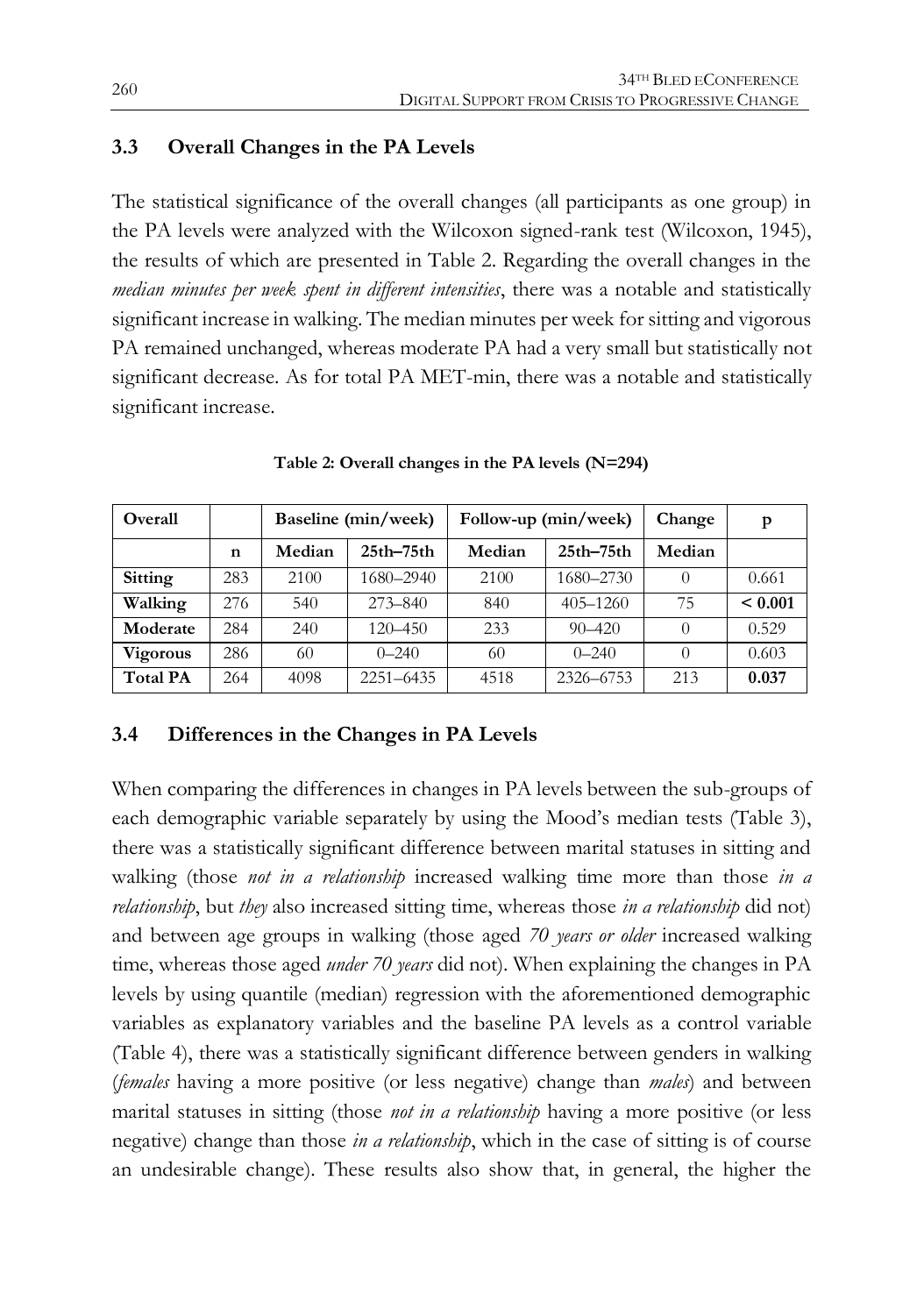### 3.3 Overall Changes in the PA Levels

The statistical significance of the overall changes (all participants as one group) in the PA levels were analyzed with the Wilcoxon signed-rank test (Wilcoxon, 1945), the results of which are presented in Table 2. Regarding the overall changes in the *median minutes per week spent in different intensities*, there was a notable and statistically significant increase in walking. The median minutes per week for sitting and vigorous PA remained unchanged, whereas moderate PA had a very small but statistically not significant decrease. As for total PA MET-min, there was a notable and statistically significant increase.

**Table 2: Overall changes in the PA levels (N=294)**

| **Overall** | | **Baseline (min/week)** | | **Follow-up (min/week)** | | **Change** | **p** |
|---|---|---|---|---|---|---|---|
| | **n** | **Median** | **25th–75th** | **Median** | **25th–75th** | **Median** | |
| **Sitting** | 283 | 2100 | 1680–2940 | 2100 | 1680–2730 | 0 | 0.661 |
| **Walking** | 276 | 540 | 273–840 | 840 | 405–1260 | 75 | **< 0.001** |
| **Moderate** | 284 | 240 | 120–450 | 233 | 90–420 | 0 | 0.529 |
| **Vigorous** | 286 | 60 | 0–240 | 60 | 0–240 | 0 | 0.603 |
| **Total PA** | 264 | 4098 | 2251–6435 | 4518 | 2326–6753 | 213 | **0.037** |

### 3.4 Differences in the Changes in PA Levels

When comparing the differences in changes in PA levels between the sub-groups of each demographic variable separately by using the Mood's median tests (Table 3), there was a statistically significant difference between marital statuses in sitting and walking (those *not in a relationship* increased walking time more than those *in a relationship*, but *they* also increased sitting time, whereas those *in a relationship* did not) and between age groups in walking (those aged *70 years or older* increased walking time, whereas those aged *under 70 years* did not). When explaining the changes in PA levels by using quantile (median) regression with the aforementioned demographic variables as explanatory variables and the baseline PA levels as a control variable (Table 4), there was a statistically significant difference between genders in walking (*females* having a more positive (or less negative) change than *males*) and between marital statuses in sitting (those *not in a relationship* having a more positive (or less negative) change than those *in a relationship*, which in the case of sitting is of course an undesirable change). These results also show that, in general, the higher the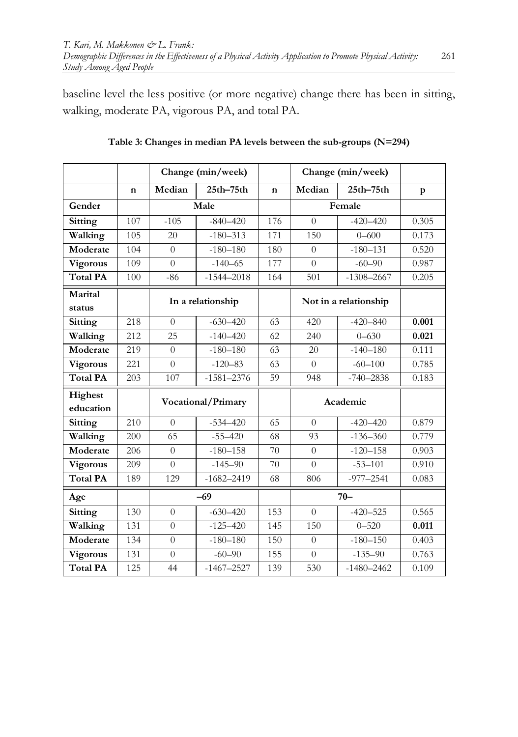baseline level the less positive (or more negative) change there has been in sitting, walking, moderate PA, vigorous PA, and total PA.

**Table 3: Changes in median PA levels between the sub-groups (N=294)**

| | | Change (min/week) | | | Change (min/week) | | |
|---|---|---|---|---|---|---|---|
| | **n** | **Median** | **25th–75th** | **n** | **Median** | **25th–75th** | **p** |
| **Gender** | | **Male** | | | **Female** | | |
| **Sitting** | 107 | -105 | -840–420 | 176 | 0 | -420–420 | 0.305 |
| **Walking** | 105 | 20 | -180–313 | 171 | 150 | 0–600 | 0.173 |
| **Moderate** | 104 | 0 | -180–180 | 180 | 0 | -180–131 | 0.520 |
| **Vigorous** | 109 | 0 | -140–65 | 177 | 0 | -60–90 | 0.987 |
| **Total PA** | 100 | -86 | -1544–2018 | 164 | 501 | -1308–2667 | 0.205 |
| **Marital status** | | **In a relationship** | | | **Not in a relationship** | | |
| **Sitting** | 218 | 0 | -630–420 | 63 | 420 | -420–840 | **0.001** |
| **Walking** | 212 | 25 | -140–420 | 62 | 240 | 0–630 | **0.021** |
| **Moderate** | 219 | 0 | -180–180 | 63 | 20 | -140–180 | 0.111 |
| **Vigorous** | 221 | 0 | -120–83 | 63 | 0 | -60–100 | 0.785 |
| **Total PA** | 203 | 107 | -1581–2376 | 59 | 948 | -740–2838 | 0.183 |
| **Highest education** | | **Vocational/Primary** | | | **Academic** | | |
| **Sitting** | 210 | 0 | -534–420 | 65 | 0 | -420–420 | 0.879 |
| **Walking** | 200 | 65 | -55–420 | 68 | 93 | -136–360 | 0.779 |
| **Moderate** | 206 | 0 | -180–158 | 70 | 0 | -120–158 | 0.903 |
| **Vigorous** | 209 | 0 | -145–90 | 70 | 0 | -53–101 | 0.910 |
| **Total PA** | 189 | 129 | -1682–2419 | 68 | 806 | -977–2541 | 0.083 |
| **Age** | | **–69** | | | **70–** | | |
| **Sitting** | 130 | 0 | -630–420 | 153 | 0 | -420–525 | 0.565 |
| **Walking** | 131 | 0 | -125–420 | 145 | 150 | 0–520 | **0.011** |
| **Moderate** | 134 | 0 | -180–180 | 150 | 0 | -180–150 | 0.403 |
| **Vigorous** | 131 | 0 | -60–90 | 155 | 0 | -135–90 | 0.763 |
| **Total PA** | 125 | 44 | -1467–2527 | 139 | 530 | -1480–2462 | 0.109 |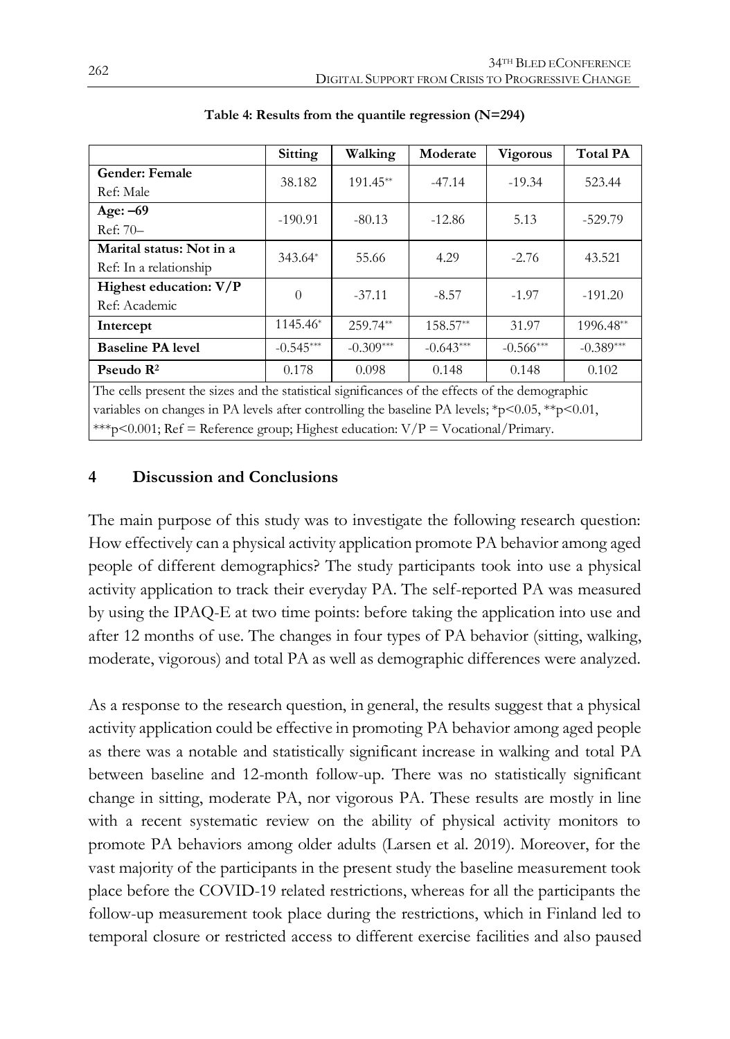**Table 4: Results from the quantile regression (N=294)**

| | Sitting | Walking | Moderate | Vigorous | Total PA |
|---|---|---|---|---|---|
| **Gender: Female**<br>Ref: Male | 38.182 | 191.45** | -47.14 | -19.34 | 523.44 |
| **Age: –69**<br>Ref: 70– | -190.91 | -80.13 | -12.86 | 5.13 | -529.79 |
| **Marital status: Not in a**<br>Ref: In a relationship | 343.64* | 55.66 | 4.29 | -2.76 | 43.521 |
| **Highest education: V/P**<br>Ref: Academic | 0 | -37.11 | -8.57 | -1.97 | -191.20 |
| **Intercept** | 1145.46* | 259.74** | 158.57** | 31.97 | 1996.48** |
| **Baseline PA level** | -0.545*** | -0.309*** | -0.643*** | -0.566*** | -0.389*** |
| **Pseudo $R^2$** | 0.178 | 0.098 | 0.148 | 0.148 | 0.102 |

The cells present the sizes and the statistical significances of the effects of the demographic variables on changes in PA levels after controlling the baseline PA levels; *$p<0.05$, **$p<0.01$, ***$p<0.001$; Ref = Reference group; Highest education: V/P = Vocational/Primary.

## 4 Discussion and Conclusions

The main purpose of this study was to investigate the following research question: How effectively can a physical activity application promote PA behavior among aged people of different demographics? The study participants took into use a physical activity application to track their everyday PA. The self-reported PA was measured by using the IPAQ-E at two time points: before taking the application into use and after 12 months of use. The changes in four types of PA behavior (sitting, walking, moderate, vigorous) and total PA as well as demographic differences were analyzed.

As a response to the research question, in general, the results suggest that a physical activity application could be effective in promoting PA behavior among aged people as there was a notable and statistically significant increase in walking and total PA between baseline and 12-month follow-up. There was no statistically significant change in sitting, moderate PA, nor vigorous PA. These results are mostly in line with a recent systematic review on the ability of physical activity monitors to promote PA behaviors among older adults (Larsen et al. 2019). Moreover, for the vast majority of the participants in the present study the baseline measurement took place before the COVID-19 related restrictions, whereas for all the participants the follow-up measurement took place during the restrictions, which in Finland led to temporal closure or restricted access to different exercise facilities and also paused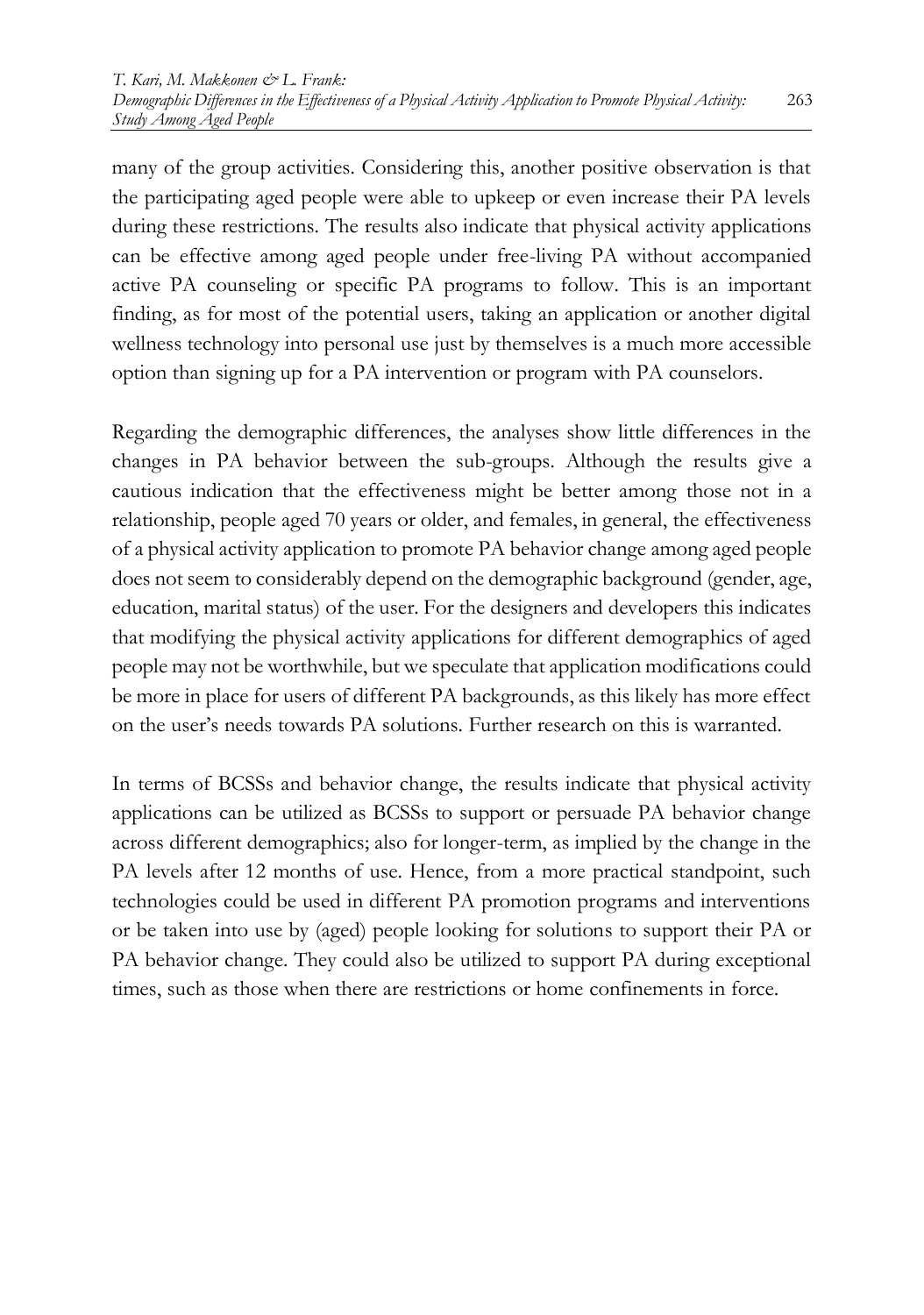many of the group activities. Considering this, another positive observation is that the participating aged people were able to upkeep or even increase their PA levels during these restrictions. The results also indicate that physical activity applications can be effective among aged people under free-living PA without accompanied active PA counseling or specific PA programs to follow. This is an important finding, as for most of the potential users, taking an application or another digital wellness technology into personal use just by themselves is a much more accessible option than signing up for a PA intervention or program with PA counselors.

Regarding the demographic differences, the analyses show little differences in the changes in PA behavior between the sub-groups. Although the results give a cautious indication that the effectiveness might be better among those not in a relationship, people aged 70 years or older, and females, in general, the effectiveness of a physical activity application to promote PA behavior change among aged people does not seem to considerably depend on the demographic background (gender, age, education, marital status) of the user. For the designers and developers this indicates that modifying the physical activity applications for different demographics of aged people may not be worthwhile, but we speculate that application modifications could be more in place for users of different PA backgrounds, as this likely has more effect on the user's needs towards PA solutions. Further research on this is warranted.

In terms of BCSSs and behavior change, the results indicate that physical activity applications can be utilized as BCSSs to support or persuade PA behavior change across different demographics; also for longer-term, as implied by the change in the PA levels after 12 months of use. Hence, from a more practical standpoint, such technologies could be used in different PA promotion programs and interventions or be taken into use by (aged) people looking for solutions to support their PA or PA behavior change. They could also be utilized to support PA during exceptional times, such as those when there are restrictions or home confinements in force.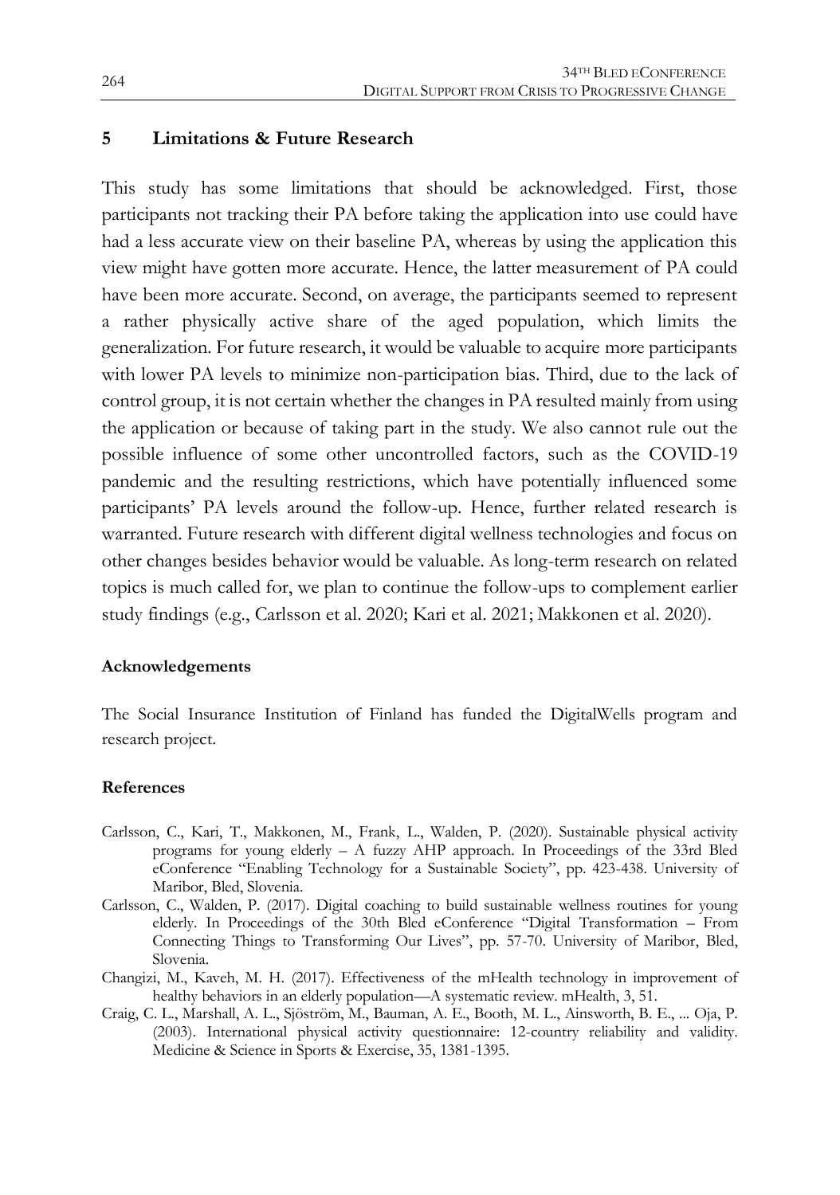## 5 Limitations & Future Research

This study has some limitations that should be acknowledged. First, those participants not tracking their PA before taking the application into use could have had a less accurate view on their baseline PA, whereas by using the application this view might have gotten more accurate. Hence, the latter measurement of PA could have been more accurate. Second, on average, the participants seemed to represent a rather physically active share of the aged population, which limits the generalization. For future research, it would be valuable to acquire more participants with lower PA levels to minimize non-participation bias. Third, due to the lack of control group, it is not certain whether the changes in PA resulted mainly from using the application or because of taking part in the study. We also cannot rule out the possible influence of some other uncontrolled factors, such as the COVID-19 pandemic and the resulting restrictions, which have potentially influenced some participants' PA levels around the follow-up. Hence, further related research is warranted. Future research with different digital wellness technologies and focus on other changes besides behavior would be valuable. As long-term research on related topics is much called for, we plan to continue the follow-ups to complement earlier study findings (e.g., Carlsson et al. 2020; Kari et al. 2021; Makkonen et al. 2020).

### Acknowledgements

The Social Insurance Institution of Finland has funded the DigitalWells program and research project.

### References

Carlsson, C., Kari, T., Makkonen, M., Frank, L., Walden, P. (2020). Sustainable physical activity programs for young elderly – A fuzzy AHP approach. In Proceedings of the 33rd Bled eConference "Enabling Technology for a Sustainable Society", pp. 423-438. University of Maribor, Bled, Slovenia.

Carlsson, C., Walden, P. (2017). Digital coaching to build sustainable wellness routines for young elderly. In Proceedings of the 30th Bled eConference "Digital Transformation – From Connecting Things to Transforming Our Lives", pp. 57-70. University of Maribor, Bled, Slovenia.

Changizi, M., Kaveh, M. H. (2017). Effectiveness of the mHealth technology in improvement of healthy behaviors in an elderly population—A systematic review. mHealth, 3, 51.

Craig, C. L., Marshall, A. L., Sjöström, M., Bauman, A. E., Booth, M. L., Ainsworth, B. E., ... Oja, P. (2003). International physical activity questionnaire: 12-country reliability and validity. Medicine & Science in Sports & Exercise, 35, 1381-1395.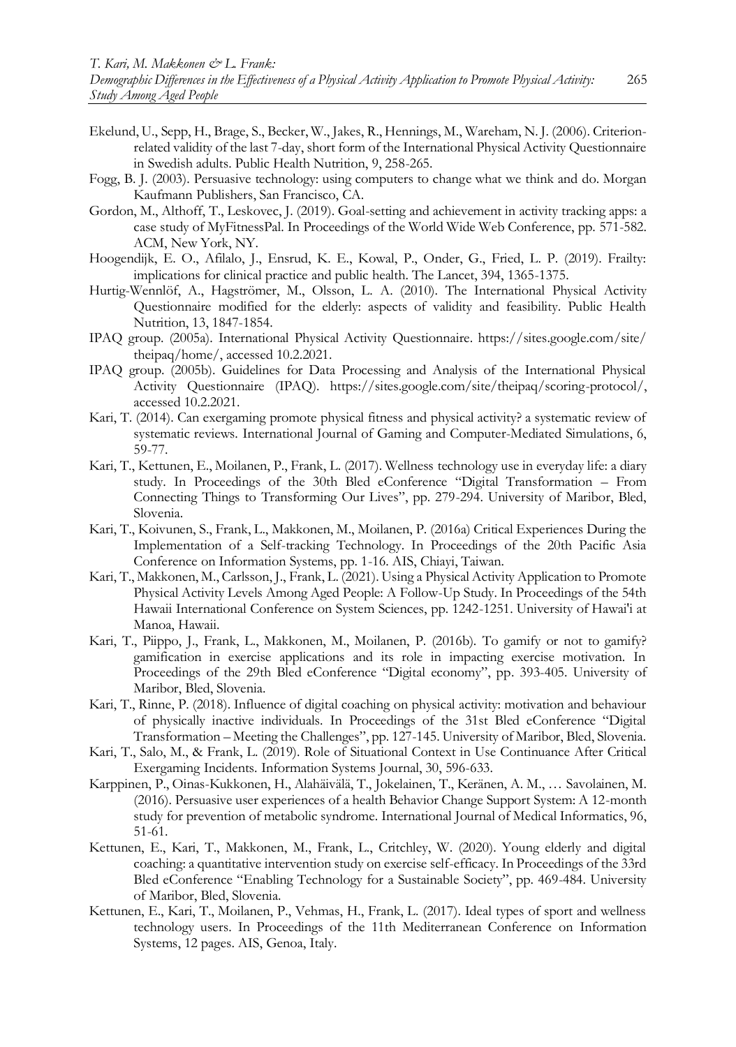Ekelund, U., Sepp, H., Brage, S., Becker, W., Jakes, R., Hennings, M., Wareham, N. J. (2006). Criterion-related validity of the last 7-day, short form of the International Physical Activity Questionnaire in Swedish adults. Public Health Nutrition, 9, 258-265.

Fogg, B. J. (2003). Persuasive technology: using computers to change what we think and do. Morgan Kaufmann Publishers, San Francisco, CA.

Gordon, M., Althoff, T., Leskovec, J. (2019). Goal-setting and achievement in activity tracking apps: a case study of MyFitnessPal. In Proceedings of the World Wide Web Conference, pp. 571-582. ACM, New York, NY.

Hoogendijk, E. O., Afilalo, J., Ensrud, K. E., Kowal, P., Onder, G., Fried, L. P. (2019). Frailty: implications for clinical practice and public health. The Lancet, 394, 1365-1375.

Hurtig-Wennlöf, A., Hagströmer, M., Olsson, L. A. (2010). The International Physical Activity Questionnaire modified for the elderly: aspects of validity and feasibility. Public Health Nutrition, 13, 1847-1854.

IPAQ group. (2005a). International Physical Activity Questionnaire. https://sites.google.com/site/theipaq/home/, accessed 10.2.2021.

IPAQ group. (2005b). Guidelines for Data Processing and Analysis of the International Physical Activity Questionnaire (IPAQ). https://sites.google.com/site/theipaq/scoring-protocol/, accessed 10.2.2021.

Kari, T. (2014). Can exergaming promote physical fitness and physical activity? a systematic review of systematic reviews. International Journal of Gaming and Computer-Mediated Simulations, 6, 59-77.

Kari, T., Kettunen, E., Moilanen, P., Frank, L. (2017). Wellness technology use in everyday life: a diary study. In Proceedings of the 30th Bled eConference "Digital Transformation – From Connecting Things to Transforming Our Lives", pp. 279-294. University of Maribor, Bled, Slovenia.

Kari, T., Koivunen, S., Frank, L., Makkonen, M., Moilanen, P. (2016a) Critical Experiences During the Implementation of a Self-tracking Technology. In Proceedings of the 20th Pacific Asia Conference on Information Systems, pp. 1-16. AIS, Chiayi, Taiwan.

Kari, T., Makkonen, M., Carlsson, J., Frank, L. (2021). Using a Physical Activity Application to Promote Physical Activity Levels Among Aged People: A Follow-Up Study. In Proceedings of the 54th Hawaii International Conference on System Sciences, pp. 1242-1251. University of Hawai'i at Manoa, Hawaii.

Kari, T., Piippo, J., Frank, L., Makkonen, M., Moilanen, P. (2016b). To gamify or not to gamify? gamification in exercise applications and its role in impacting exercise motivation. In Proceedings of the 29th Bled eConference "Digital economy", pp. 393-405. University of Maribor, Bled, Slovenia.

Kari, T., Rinne, P. (2018). Influence of digital coaching on physical activity: motivation and behaviour of physically inactive individuals. In Proceedings of the 31st Bled eConference "Digital Transformation – Meeting the Challenges", pp. 127-145. University of Maribor, Bled, Slovenia.

Kari, T., Salo, M., & Frank, L. (2019). Role of Situational Context in Use Continuance After Critical Exergaming Incidents. Information Systems Journal, 30, 596-633.

Karppinen, P., Oinas-Kukkonen, H., Alahäivälä, T., Jokelainen, T., Keränen, A. M., … Savolainen, M. (2016). Persuasive user experiences of a health Behavior Change Support System: A 12-month study for prevention of metabolic syndrome. International Journal of Medical Informatics, 96, 51-61.

Kettunen, E., Kari, T., Makkonen, M., Frank, L., Critchley, W. (2020). Young elderly and digital coaching: a quantitative intervention study on exercise self-efficacy. In Proceedings of the 33rd Bled eConference "Enabling Technology for a Sustainable Society", pp. 469-484. University of Maribor, Bled, Slovenia.

Kettunen, E., Kari, T., Moilanen, P., Vehmas, H., Frank, L. (2017). Ideal types of sport and wellness technology users. In Proceedings of the 11th Mediterranean Conference on Information Systems, 12 pages. AIS, Genoa, Italy.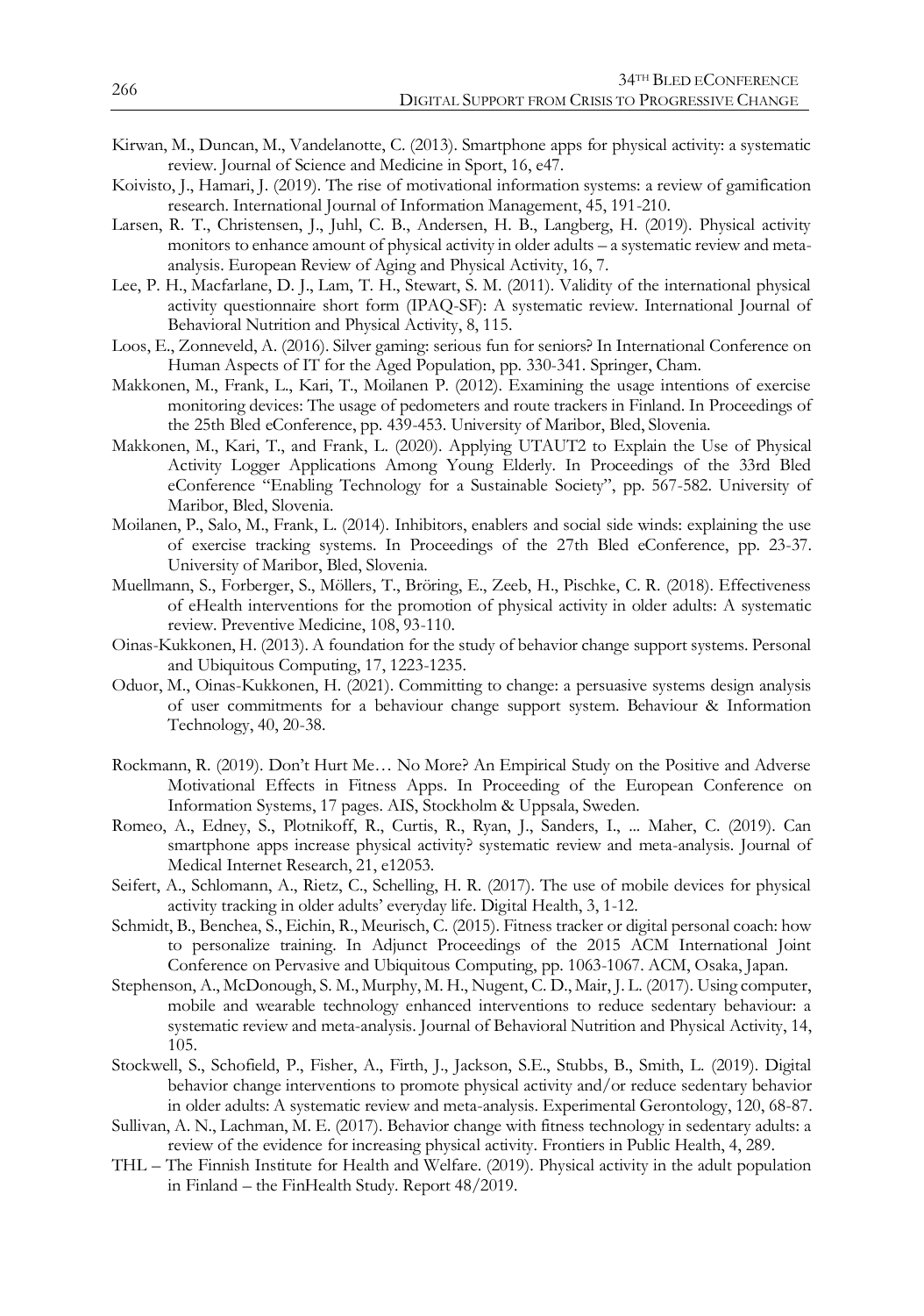Kirwan, M., Duncan, M., Vandelanotte, C. (2013). Smartphone apps for physical activity: a systematic review. Journal of Science and Medicine in Sport, 16, e47.

Koivisto, J., Hamari, J. (2019). The rise of motivational information systems: a review of gamification research. International Journal of Information Management, 45, 191-210.

Larsen, R. T., Christensen, J., Juhl, C. B., Andersen, H. B., Langberg, H. (2019). Physical activity monitors to enhance amount of physical activity in older adults – a systematic review and meta-analysis. European Review of Aging and Physical Activity, 16, 7.

Lee, P. H., Macfarlane, D. J., Lam, T. H., Stewart, S. M. (2011). Validity of the international physical activity questionnaire short form (IPAQ-SF): A systematic review. International Journal of Behavioral Nutrition and Physical Activity, 8, 115.

Loos, E., Zonneveld, A. (2016). Silver gaming: serious fun for seniors? In International Conference on Human Aspects of IT for the Aged Population, pp. 330-341. Springer, Cham.

Makkonen, M., Frank, L., Kari, T., Moilanen P. (2012). Examining the usage intentions of exercise monitoring devices: The usage of pedometers and route trackers in Finland. In Proceedings of the 25th Bled eConference, pp. 439-453. University of Maribor, Bled, Slovenia.

Makkonen, M., Kari, T., and Frank, L. (2020). Applying UTAUT2 to Explain the Use of Physical Activity Logger Applications Among Young Elderly. In Proceedings of the 33rd Bled eConference "Enabling Technology for a Sustainable Society", pp. 567-582. University of Maribor, Bled, Slovenia.

Moilanen, P., Salo, M., Frank, L. (2014). Inhibitors, enablers and social side winds: explaining the use of exercise tracking systems. In Proceedings of the 27th Bled eConference, pp. 23-37. University of Maribor, Bled, Slovenia.

Muellmann, S., Forberger, S., Möllers, T., Bröring, E., Zeeb, H., Pischke, C. R. (2018). Effectiveness of eHealth interventions for the promotion of physical activity in older adults: A systematic review. Preventive Medicine, 108, 93-110.

Oinas-Kukkonen, H. (2013). A foundation for the study of behavior change support systems. Personal and Ubiquitous Computing, 17, 1223-1235.

Oduor, M., Oinas-Kukkonen, H. (2021). Committing to change: a persuasive systems design analysis of user commitments for a behaviour change support system. Behaviour & Information Technology, 40, 20-38.

Rockmann, R. (2019). Don't Hurt Me… No More? An Empirical Study on the Positive and Adverse Motivational Effects in Fitness Apps. In Proceeding of the European Conference on Information Systems, 17 pages. AIS, Stockholm & Uppsala, Sweden.

Romeo, A., Edney, S., Plotnikoff, R., Curtis, R., Ryan, J., Sanders, I., ... Maher, C. (2019). Can smartphone apps increase physical activity? systematic review and meta-analysis. Journal of Medical Internet Research, 21, e12053.

Seifert, A., Schlomann, A., Rietz, C., Schelling, H. R. (2017). The use of mobile devices for physical activity tracking in older adults' everyday life. Digital Health, 3, 1-12.

Schmidt, B., Benchea, S., Eichin, R., Meurisch, C. (2015). Fitness tracker or digital personal coach: how to personalize training. In Adjunct Proceedings of the 2015 ACM International Joint Conference on Pervasive and Ubiquitous Computing, pp. 1063-1067. ACM, Osaka, Japan.

Stephenson, A., McDonough, S. M., Murphy, M. H., Nugent, C. D., Mair, J. L. (2017). Using computer, mobile and wearable technology enhanced interventions to reduce sedentary behaviour: a systematic review and meta-analysis. Journal of Behavioral Nutrition and Physical Activity, 14, 105.

Stockwell, S., Schofield, P., Fisher, A., Firth, J., Jackson, S.E., Stubbs, B., Smith, L. (2019). Digital behavior change interventions to promote physical activity and/or reduce sedentary behavior in older adults: A systematic review and meta-analysis. Experimental Gerontology, 120, 68-87.

Sullivan, A. N., Lachman, M. E. (2017). Behavior change with fitness technology in sedentary adults: a review of the evidence for increasing physical activity. Frontiers in Public Health, 4, 289.

THL – The Finnish Institute for Health and Welfare. (2019). Physical activity in the adult population in Finland – the FinHealth Study. Report 48/2019.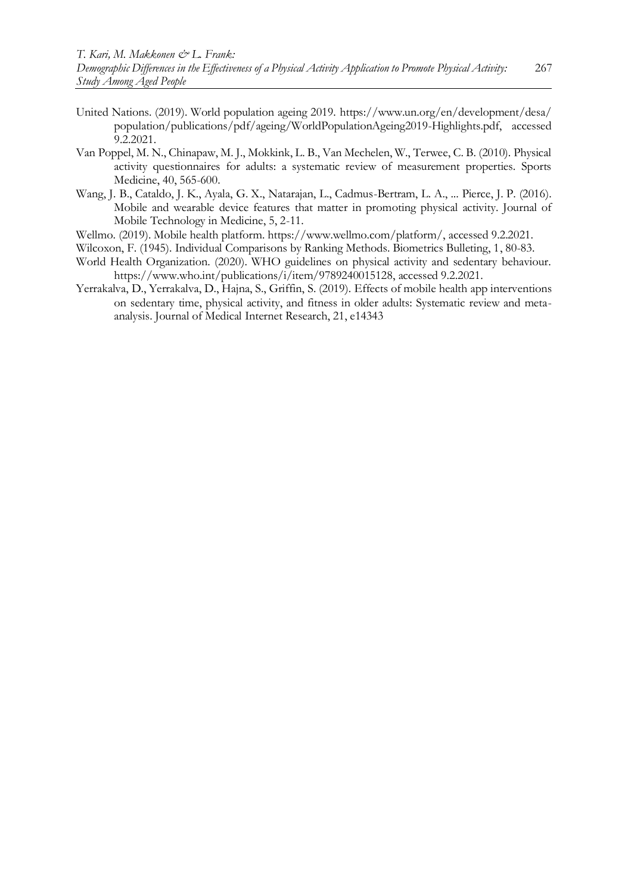United Nations. (2019). World population ageing 2019. https://www.un.org/en/development/desa/population/publications/pdf/ageing/WorldPopulationAgeing2019-Highlights.pdf, accessed 9.2.2021.

Van Poppel, M. N., Chinapaw, M. J., Mokkink, L. B., Van Mechelen, W., Terwee, C. B. (2010). Physical activity questionnaires for adults: a systematic review of measurement properties. Sports Medicine, 40, 565-600.

Wang, J. B., Cataldo, J. K., Ayala, G. X., Natarajan, L., Cadmus-Bertram, L. A., ... Pierce, J. P. (2016). Mobile and wearable device features that matter in promoting physical activity. Journal of Mobile Technology in Medicine, 5, 2-11.

Wellmo. (2019). Mobile health platform. https://www.wellmo.com/platform/, accessed 9.2.2021.

Wilcoxon, F. (1945). Individual Comparisons by Ranking Methods. Biometrics Bulleting, 1, 80-83.

World Health Organization. (2020). WHO guidelines on physical activity and sedentary behaviour. https://www.who.int/publications/i/item/9789240015128, accessed 9.2.2021.

Yerrakalva, D., Yerrakalva, D., Hajna, S., Griffin, S. (2019). Effects of mobile health app interventions on sedentary time, physical activity, and fitness in older adults: Systematic review and meta-analysis. Journal of Medical Internet Research, 21, e14343